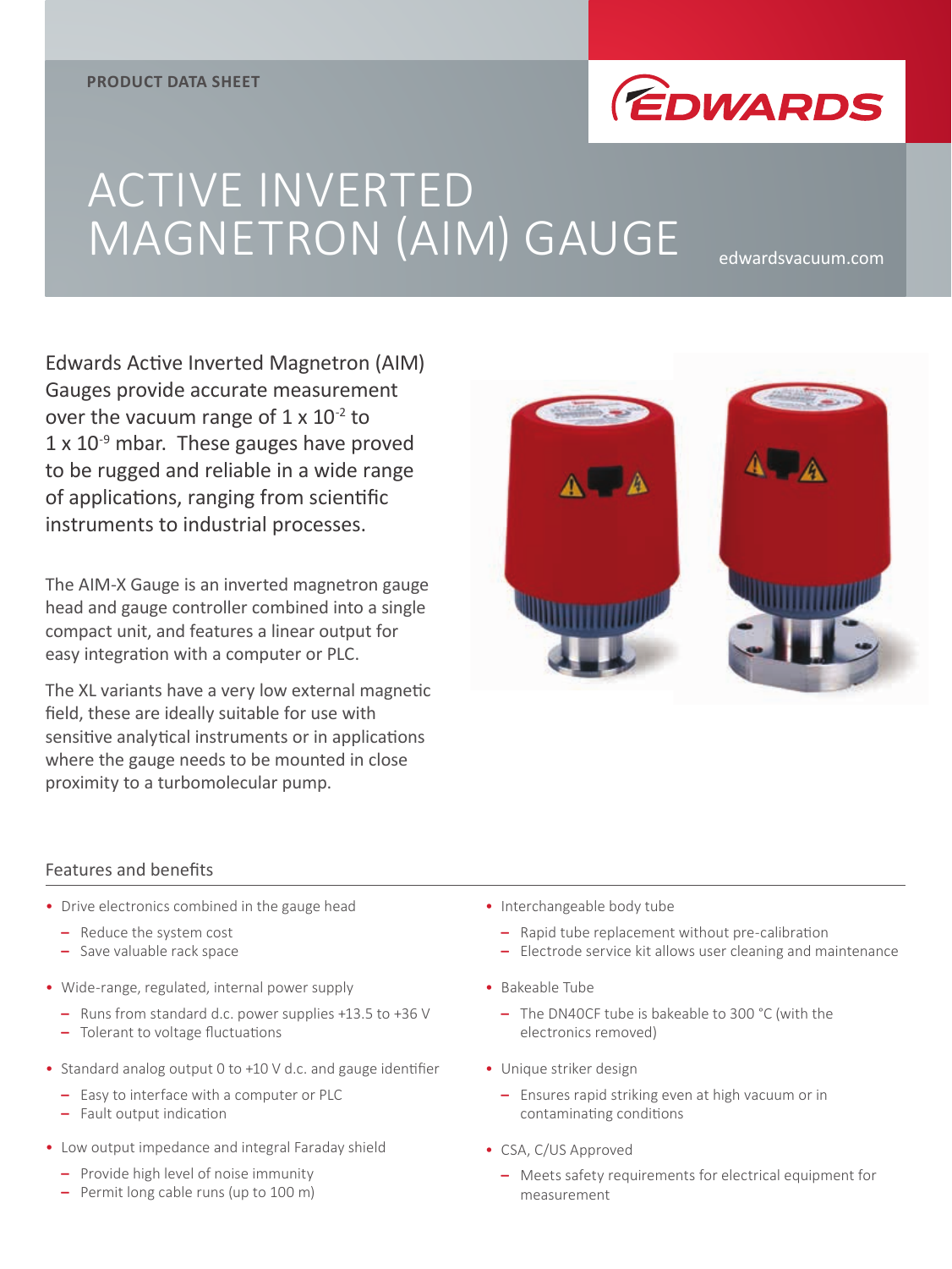PRODUCT DATA SHEET

EDWARDS

# ACTIVE INVERTED MAGNETRON (AIM) GAUGE

edwardsvacuum.com

Edwards Active Inverted Magnetron (AIM) Gauges provide accurate measurement over the vacuum range of 1 x $10^{-2}$ to 1 x $10^{-9}$ mbar. These gauges have proved to be rugged and reliable in a wide range of applications, ranging from scientific instruments to industrial processes.

The AIM-X Gauge is an inverted magnetron gauge head and gauge controller combined into a single compact unit, and features a linear output for easy integration with a computer or PLC.

The XL variants have a very low external magnetic field, these are ideally suitable for use with sensitive analytical instruments or in applications where the gauge needs to be mounted in close proximity to a turbomolecular pump.

## Features and benefits

- Drive electronics combined in the gauge head
  - Reduce the system cost
  - Save valuable rack space
- Wide-range, regulated, internal power supply
  - Runs from standard d.c. power supplies +13.5 to +36 V
  - Tolerant to voltage fluctuations
- Standard analog output 0 to +10 V d.c. and gauge identifier
  - Easy to interface with a computer or PLC
  - Fault output indication
- Low output impedance and integral Faraday shield
  - Provide high level of noise immunity
  - Permit long cable runs (up to 100 m)
- Interchangeable body tube
  - Rapid tube replacement without pre-calibration
  - Electrode service kit allows user cleaning and maintenance
- Bakeable Tube
  - The DN40CF tube is bakeable to 300 °C (with the electronics removed)
- Unique striker design
  - Ensures rapid striking even at high vacuum or in contaminating conditions
- CSA, C/US Approved
  - Meets safety requirements for electrical equipment for measurement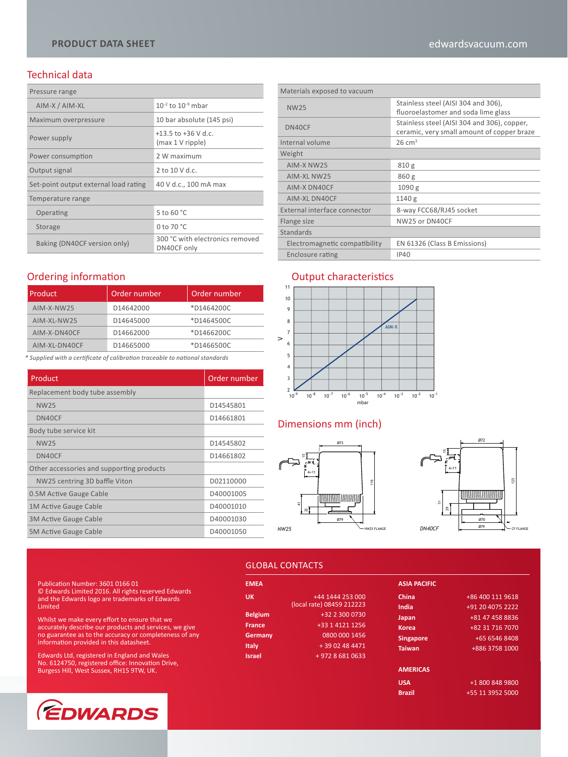## Technical data

| | |
|---|---|
| Pressure range | |
| AIM-X / AIM-XL | $10^{-2}$ to $10^{-9}$ mbar |
| Maximum overpressure | 10 bar absolute (145 psi) |
| Power supply | +13.5 to +36 V d.c. (max 1 V ripple) |
| Power consumption | 2 W maximum |
| Output signal | 2 to 10 V d.c. |
| Set-point output external load rating | 40 V d.c., 100 mA max |
| Temperature range | |
| Operating | 5 to 60 °C |
| Storage | 0 to 70 °C |
| Baking (DN40CF version only) | 300 °C with electronics removed DN40CF only |

| | |
|---|---|
| Materials exposed to vacuum | |
| NW25 | Stainless steel (AISI 304 and 306), fluoroelastomer and soda lime glass |
| DN40CF | Stainless steel (AISI 304 and 306), copper, ceramic, very small amount of copper braze |
| Internal volume | 26 cm$^3$ |
| Weight | |
| AIM-X NW25 | 810 g |
| AIM-XL NW25 | 860 g |
| AIM-X DN40CF | 1090 g |
| AIM-XL DN40CF | 1140 g |
| External interface connector | 8-way FCC68/RJ45 socket |
| Flange size | NW25 or DN40CF |
| Standards | |
| Electromagnetic compatibility | EN 61326 (Class B Emissions) |
| Enclosure rating | IP40 |

## Ordering information

| Product | Order number | Order number |
|---|---|---|
| AIM-X-NW25 | D14642000 | *D1464200C |
| AIM-XL-NW25 | D14645000 | *D1464500C |
| AIM-X-DN40CF | D14662000 | *D1466200C |
| AIM-XL-DN40CF | D14665000 | *D1466500C |

*\* Supplied with a certificate of calibration traceable to national standards*

| Product | Order number |
|---|---|
| Replacement body tube assembly | |
| NW25 | D14545801 |
| DN40CF | D14661801 |
| Body tube service kit | |
| NW25 | D14545802 |
| DN40CF | D14661802 |
| Other accessories and supporting products | |
| NW25 centring 3D baffle Viton | D02110000 |
| 0.5M Active Gauge Cable | D40001005 |
| 1M Active Gauge Cable | D40001010 |
| 3M Active Gauge Cable | D40001030 |
| 5M Active Gauge Cable | D40001050 |

## Output characteristics

V
11
10
9
8
7
6
5
4
3
2
AIM-X
$10^{-9}$ $10^{-8}$ $10^{-7}$ $10^{-6}$ $10^{-5}$ $10^{-4}$ $10^{-3}$ $10^{-2}$ $10^{-1}$
mbar

## Dimensions mm (inch)

NW25: Ø72, 15, A=11, 116, 41, 22, Ø79, NW25 FLANGE

DN40CF: Ø72, 15, A=11, 125, 51, 29, Ø70, Ø79, CF FLANGE

Publication Number: 3601 0166 01
© Edwards Limited 2016. All rights reserved Edwards and the Edwards logo are trademarks of Edwards Limited

Whilst we make every effort to ensure that we accurately describe our products and services, we give no guarantee as to the accuracy or completeness of any information provided in this datasheet.

Edwards Ltd, registered in England and Wales No. 6124750, registered office: Innovation Drive, Burgess Hill, West Sussex, RH15 9TW, UK.

## GLOBAL CONTACTS

**EMEA**

| | |
|---|---|
| **UK** | +44 1444 253 000 (local rate) 08459 212223 |
| **Belgium** | +32 2 300 0730 |
| **France** | +33 1 4121 1256 |
| **Germany** | 0800 000 1456 |
| **Italy** | + 39 02 48 4471 |
| **Israel** | + 972 8 681 0633 |

**ASIA PACIFIC**

| | |
|---|---|
| **China** | +86 400 111 9618 |
| **India** | +91 20 4075 2222 |
| **Japan** | +81 47 458 8836 |
| **Korea** | +82 31 716 7070 |
| **Singapore** | +65 6546 8408 |
| **Taiwan** | +886 3758 1000 |

**AMERICAS**

| | |
|---|---|
| **USA** | +1 800 848 9800 |
| **Brazil** | +55 11 3952 5000 |

EDWARDS